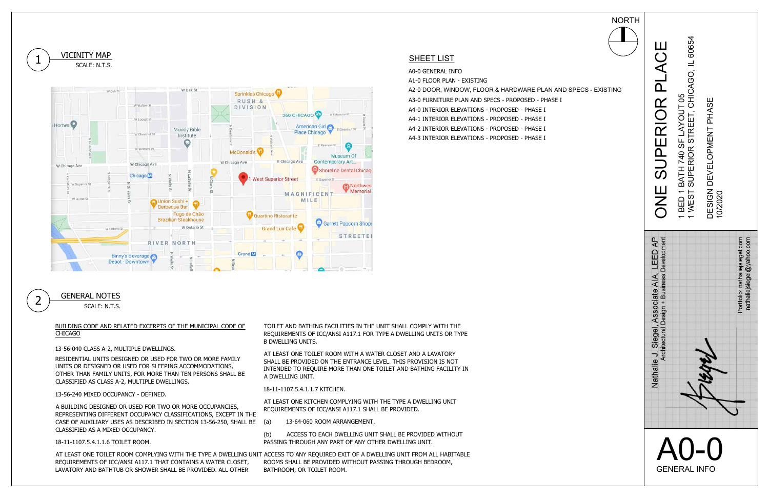# ONE SUPERIOR PLACE

1 BED 1 BATH 740 SF LAYOUT 05
1 WEST SUPERIOR STREET, CHICAGO, IL 60654

DESIGN DEVELOPMENT PHASE
10/2020

Nathalie J. Siegel, Associate AIA, LEED AP
Architectural Design + Business Development

Portfolio: nathaliejsiegel.com
nathaliejsiegel@yahoo.com

# A0-0
GENERAL INFO

NORTH

## 1 VICINITY MAP
SCALE: N.T.S.

## SHEET LIST

A0-0 GENERAL INFO
A1-0 FLOOR PLAN - EXISTING
A2-0 DOOR, WINDOW, FLOOR & HARDWARE PLAN AND SPECS - EXISTING
A3-0 FURNITURE PLAN AND SPECS - PROPOSED - PHASE I
A4-0 INTERIOR ELEVATIONS - PROPOSED - PHASE I
A4-1 INTERIOR ELEVATIONS - PROPOSED - PHASE I
A4-2 INTERIOR ELEVATIONS - PROPOSED - PHASE I
A4-3 INTERIOR ELEVATIONS - PROPOSED - PHASE I

## 2 GENERAL NOTES
SCALE: N.T.S.

BUILDING CODE AND RELATED EXCERPTS OF THE MUNICIPAL CODE OF CHICAGO

13-56-040 CLASS A-2, MULTIPLE DWELLINGS.

RESIDENTIAL UNITS DESIGNED OR USED FOR TWO OR MORE FAMILY UNITS OR DESIGNED OR USED FOR SLEEPING ACCOMMODATIONS, OTHER THAN FAMILY UNITS, FOR MORE THAN TEN PERSONS SHALL BE CLASSIFIED AS CLASS A-2, MULTIPLE DWELLINGS.

13-56-240 MIXED OCCUPANCY - DEFINED.

A BUILDING DESIGNED OR USED FOR TWO OR MORE OCCUPANCIES, REPRESENTING DIFFERENT OCCUPANCY CLASSIFICATIONS, EXCEPT IN THE CASE OF AUXILIARY USES AS DESCRIBED IN SECTION 13-56-250, SHALL BE CLASSIFIED AS A MIXED OCCUPANCY.

18-11-1107.5.4.1.1.6 TOILET ROOM.

AT LEAST ONE TOILET ROOM COMPLYING WITH THE TYPE A DWELLING UNIT REQUIREMENTS OF ICC/ANSI A117.1 THAT CONTAINS A WATER CLOSET, LAVATORY AND BATHTUB OR SHOWER SHALL BE PROVIDED. ALL OTHER TOILET AND BATHING FACILITIES IN THE UNIT SHALL COMPLY WITH THE REQUIREMENTS OF ICC/ANSI A117.1 FOR TYPE A DWELLING UNITS OR TYPE B DWELLING UNITS.

AT LEAST ONE TOILET ROOM WITH A WATER CLOSET AND A LAVATORY SHALL BE PROVIDED ON THE ENTRANCE LEVEL. THIS PROVISION IS NOT INTENDED TO REQUIRE MORE THAN ONE TOILET AND BATHING FACILITY IN A DWELLING UNIT.

18-11-1107.5.4.1.1.7 KITCHEN.

AT LEAST ONE KITCHEN COMPLYING WITH THE TYPE A DWELLING UNIT REQUIREMENTS OF ICC/ANSI A117.1 SHALL BE PROVIDED.

(a) 13-64-060 ROOM ARRANGEMENT.

(b) ACCESS TO EACH DWELLING UNIT SHALL BE PROVIDED WITHOUT PASSING THROUGH ANY PART OF ANY OTHER DWELLING UNIT. ACCESS TO ANY REQUIRED EXIT OF A DWELLING UNIT FROM ALL HABITABLE ROOMS SHALL BE PROVIDED WITHOUT PASSING THROUGH BEDROOM, BATHROOM, OR TOILET ROOM.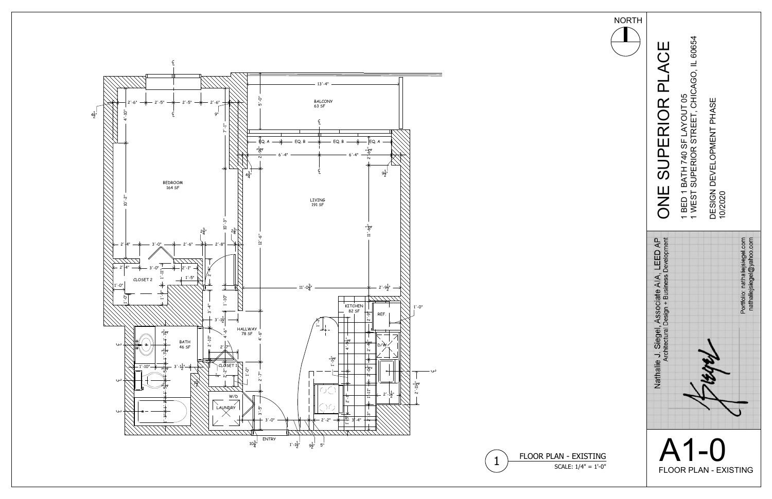# ONE SUPERIOR PLACE

1 BED 1 BATH 740 SF LAYOUT 05
1 WEST SUPERIOR STREET, CHICAGO, IL 60654

DESIGN DEVELOPMENT PHASE
10/2020

Nathalie J. Siegel, Associate AIA, LEED AP
Architectural | Design + Business Development

Portfolio: nathaliejsiegel.com
nathaliejsiegel@yahoo.com

## A1-0
FLOOR PLAN - EXISTING

NORTH

BEDROOM 164 SF

BALCONY 63 SF

LIVING 191 SF

CLOSET 2

KITCHEN 82 SF

REF.

D/W

HALLWAY 78 SF

BATH 46 SF

CLOSET 1

W/D LAUNDRY

ENTRY

1 FLOOR PLAN - EXISTING
SCALE: 1/4" = 1'-0"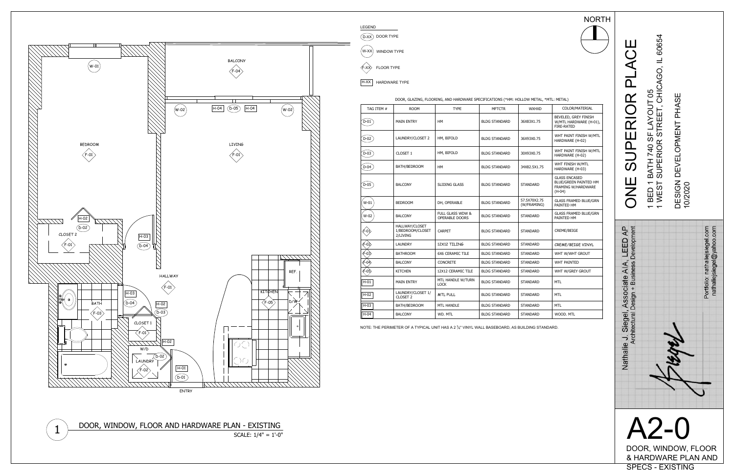# ONE SUPERIOR PLACE

1 BED 1 BATH 740 SF LAYOUT 05
1 WEST SUPERIOR STREET, CHICAGO, IL 60654

DESIGN DEVELOPMENT PHASE
10/2020

Nathalie J. Siegel, Associate AIA, LEED AP
Architectural | Design + Business Development

Portfolio: nathaliejsiegel.com
nathaliejsiegel@yahoo.com

## A2-0

DOOR, WINDOW, FLOOR & HARDWARE PLAN AND SPECS - EXISTING

NORTH

BALCONY
F-04

BEDROOM
F-01

LIVING
F-01

CLOSET 2
F-01

HALLWAY
F-01

BATH
F-03

CLOSET 1
F-01

KITCHEN
F-05

REF.

D/W

W/D

LAUNDRY
F-02

ENTRY

W-01, W-02, W-02, H-04, D-05, H-04, H-02, D-02, H-03, D-04, H-03, D-04, H-02, D-03, H-02, D-02, H-01, D-01

1 DOOR, WINDOW, FLOOR AND HARDWARE PLAN - EXISTING
SCALE: 1/4" = 1'-0"

LEGEND

- D-XX DOOR TYPE
- W-XX WINDOW TYPE
- F-XX FLOOR TYPE
- H-XX HARDWARE TYPE

DOOR, GLAZING, FLOORING, AND HARDWARE SPECIFICATIONS (*HM: HOLLOW METAL, *MTL: METAL)

| TAG ITEM # | ROOM | TYPE | MFTCTR | WXHXD | COLOR/MATERIAL |
|---|---|---|---|---|---|
| D-01 | MAIN ENTRY | HM | BLDG STANDARD | 36X83X1.75 | BEVELED, GREY FINISH W/MTL HARDWARE (H-01), FIRE-RATED |
| D-02 | LAUNDRY/CLOSET 2 | HM, BIFOLD | BLDG STANDARD | 36X93X0.75 | WHT PAINT FINISH W/MTL HARDWARE (H-02) |
| D-03 | CLOSET 1 | HM, BIFOLD | BLDG STANDARD | 30X93X0.75 | WHT PAINT FINISH W/MTL HARDWARE (H-02) |
| D-04 | BATH/BEDROOM | HM | BLDG STANDARD | 34X82.5X1.75 | WHT FINISH W/MTL HARDWARE (H-03) |
| D-05 | BALCONY | SLIDING GLASS | BLDG STANDARD | STANDARD | GLASS ENCASED BLUE/GREEN PAINTED HM FRAMING W/HARDWARE (H-04) |
| W-01 | BEDROOM | DH, OPERABLE | BLDG STANDARD | 57.5X70X2.75 (W/FRAMING) | GLASS FRAMED BLUE/GRN PAINTED HM |
| W-02 | BALCONY | FULL GLASS WDW & OPERABLE DOORS | BLDG STANDARD | STANDARD | GLASS FRAMED BLUE/GRN PAINTED HM |
| F-01 | HALLWAY/CLOSET 1/BEDROOM/CLOSET 2/LIVING | CARPET | BLDG STANDARD | STANDARD | CREME/BEIGE |
| F-02 | LAUNDRY | 12X12 TILING | BLDG STANDARD | STANDARD | CREME/BEIGE VINYL |
| F-03 | BATHROOM | 6X6 CERAMIC TILE | BLDG STANDARD | STANDARD | WHT W/WHT GROUT |
| F-04 | BALCONY | CONCRETE | BLDG STANDARD | STANDARD | WHT PAINTED |
| F-05 | KITCHEN | 12X12 CERAMIC TILE | BLDG STANDARD | STANDARD | WHT W/GREY GROUT |
| H-01 | MAIN ENTRY | MTL HANDLE W/TURN LOCK | BLDG STANDARD | STANDARD | MTL |
| H-02 | LAUNDRY/CLOSET 1/ CLOSET 2 | MTL PULL | BLDG STANDARD | STANDARD | MTL |
| H-03 | BATH/BEDROOM | MTL HANDLE | BLDG STANDARD | STANDARD | MTL |
| H-04 | BALCONY | WD. MTL | BLDG STANDARD | STANDARD | WOOD. MTL |

NOTE: THE PERIMETER OF A TYPICAL UNIT HAS A 2 ¾" VINYL WALL BASEBOARD, AS BUILDING STANDARD.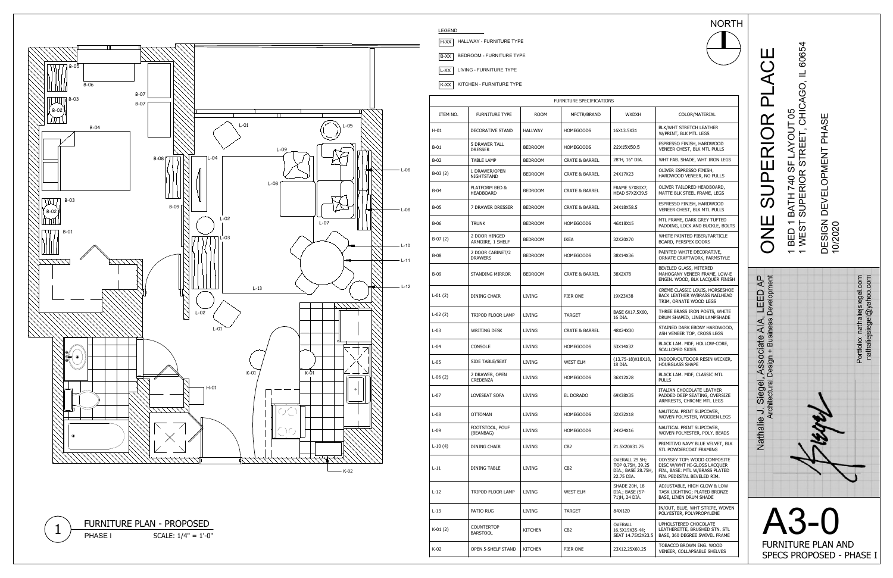# ONE SUPERIOR PLACE

1 BED 1 BATH 740 SF LAYOUT 05
1 WEST SUPERIOR STREET, CHICAGO, IL 60654

DESIGN DEVELOPMENT PHASE
10/2020

NORTH

LEGEND

- H-XX HALLWAY - FURNITURE TYPE
- B-XX BEDROOM - FURNITURE TYPE
- L-XX LIVING - FURNITURE TYPE
- K-XX KITCHEN - FURNITURE TYPE

| FURNITURE SPECIFICATIONS | | | | | |
|---|---|---|---|---|---|
| ITEM NO. | FURNITURE TYPE | ROOM | MFCTR/BRAND | WXDXH | COLOR/MATERIAL |
| H-01 | DECORATIVE STAND | HALLWAY | HOMEGOODS | 16X13.5X31 | BLK/WHT STRETCH LEATHER W/PRINT, BLK MTL LEGS |
| B-01 | 5 DRAWER TALL DRESSER | BEDROOM | HOMEGOODS | 22X15X50.5 | ESPRESSO FINISH, HARDWOOD VENEER CHEST, BLK MTL PULLS |
| B-02 | TABLE LAMP | BEDROOM | CRATE & BARREL | 28"H, 16" DIA. | WHT FAB. SHADE, WHT IRON LEGS |
| B-03 (2) | 1 DRAWER/OPEN NIGHTSTAND | BEDROOM | CRATE & BARREL | 24X17X23 | OLIVER ESPRESSO FINISH, HARDWOOD VENEER, NO PULLS |
| B-04 | PLATFORM BED & HEADBOARD | BEDROOM | CRATE & BARREL | FRAME 57X80X7, HEAD 57X2X39.5 | OLIVER TAILORED HEADBOARD, MATTE BLK STEEL FRAME, LEGS |
| B-05 | 7 DRAWER DRESSER | BEDROOM | CRATE & BARREL | 24X18X58.5 | ESPRESSO FINISH, HARDWOOD VENEER CHEST, BLK MTL PULLS |
| B-06 | TRUNK | BEDROOM | HOMEGOODS | 46X18X15 | MTL FRAME, DARK GREY TUFTED PADDING, LOCK AND BUCKLE, BOLTS |
| B-07 (2) | 2 DOOR HINGED ARMOIRE, 1 SHELF | BEDROOM | IKEA | 32X20X70 | WHITE PAINTED FIBER/PARTICLE BOARD, PERSPEX DOORS |
| B-08 | 2 DOOR CABINET/2 DRAWERS | BEDROOM | HOMEGOODS | 38X14X36 | PAINTED WHITE DECORATIVE, ORNATE CRAFTWORK, FARMSTYLE |
| B-09 | STANDING MIRROR | BEDROOM | CRATE & BARREL | 38X2X78 | BEVELED GLASS, MITERED MAHOGANY VENEER FRAME, LOW-E ENGIN. WOOD, BLK LACQUER FINISH |
| L-01 (2) | DINING CHAIR | LIVING | PIER ONE | 19X23X38 | CREME CLASSIC LOUIS, HORSESHOE BACK LEATHER W/BRASS NAILHEAD TRIM, ORNATE WOOD LEGS |
| L-02 (2) | TRIPOD FLOOR LAMP | LIVING | TARGET | BASE 6X17.5X60, 16 DIA. | THREE BRASS IRON POSTS, WHITE DRUM SHAPED, LINEN LAMPSHADE |
| L-03 | WRITING DESK | LIVING | CRATE & BARREL | 48X24X30 | STAINED DARK EBONY HARDWOOD, ASH VENEER TOP, CROSS LEGS |
| L-04 | CONSOLE | LIVING | HOMEGOODS | 53X14X32 | BLACK LAM. MDF, HOLLOW-CORE, SCALLOPED SIDES |
| L-05 | SIDE TABLE/SEAT | LIVING | WEST ELM | (13.75-18)X18X18, 18 DIA. | INDOOR/OUTDOOR RESIN WICKER, HOURGLASS SHAPE |
| L-06 (2) | 2 DRAWER, OPEN CREDENZA | LIVING | HOMEGOODS | 36X12X28 | BLACK LAM. MDF, CLASSIC MTL PULLS |
| L-07 | LOVESEAT SOFA | LIVING | EL DORADO | 69X38X35 | ITALIAN CHOCOLATE LEATHER PADDED DEEP SEATING, OVERSIZE ARMRESTS, CHROME MTL LEGS |
| L-08 | OTTOMAN | LIVING | HOMEGOODS | 32X32X18 | NAUTICAL PRINT SLIPCOVER, WOVEN POLYESTER, WOODEN LEGS |
| L-09 | FOOTSTOOL, POUF (BEANBAG) | LIVING | HOMEGOODS | 24X24X16 | NAUTICAL PRINT SLIPCOVER, WOVEN POLYESTER, POLY. BEADS |
| L-10 (4) | DINING CHAIR | LIVING | CB2 | 21.5X20X31.75 | PRIMITIVO NAVY BLUE VELVET, BLK STL POWDERCOAT FRAMING |
| L-11 | DINING TABLE | LIVING | CB2 | OVERALL 29.5H; TOP 0.75H, 39.25 DIA.; BASE 28.75H, 22.75 DIA. | ODYSSEY TOP: WOOD COMPOSITE DISC W/WHT HI-GLOSS LACQUER FIN., BASE: MTL W/BRASS PLATED FIN. PEDESTAL BEVELED RIM. |
| L-12 | TRIPOD FLOOR LAMP | LIVING | WEST ELM | SHADE 20H, 18 DIA.; BASE (57-71)H, 24 DIA. | ADJUSTABLE, HIGH GLOW & LOW TASK LIGHTING; PLATED BRONZE BASE, LINEN DRUM SHADE |
| L-13 | PATIO RUG | LIVING | TARGET | 84X120 | IN/OUT, BLUE, WHT STRIPE, WOVEN POLYESTER, POLYPROPYLENE |
| K-01 (2) | COUNTERTOP BARSTOOL | KITCHEN | CB2 | OVERALL 16.5X19X35-44; SEAT 14.75X2X23.5 | UPHOLSTERED CHOCOLATE LEATHERETTE, BRUSHED STN. STL BASE, 360 DEGREE SWIVEL FRAME |
| K-02 | OPEN 5-SHELF STAND | KITCHEN | PIER ONE | 23X12.25X60.25 | TOBACCO BROWN ENG. WOOD VENEER, COLLAPSABLE SHELVES |

1 FURNITURE PLAN - PROPOSED
PHASE I SCALE: 1/4" = 1'-0"

Nathalie J. Siegel, Associate AIA, LEED AP
Architectural Design + Business Development

Portfolio: nathaliejsiegel.com
nathaliejsiegel@yahoo.com

# A3-0

FURNITURE PLAN AND SPECS PROPOSED - PHASE I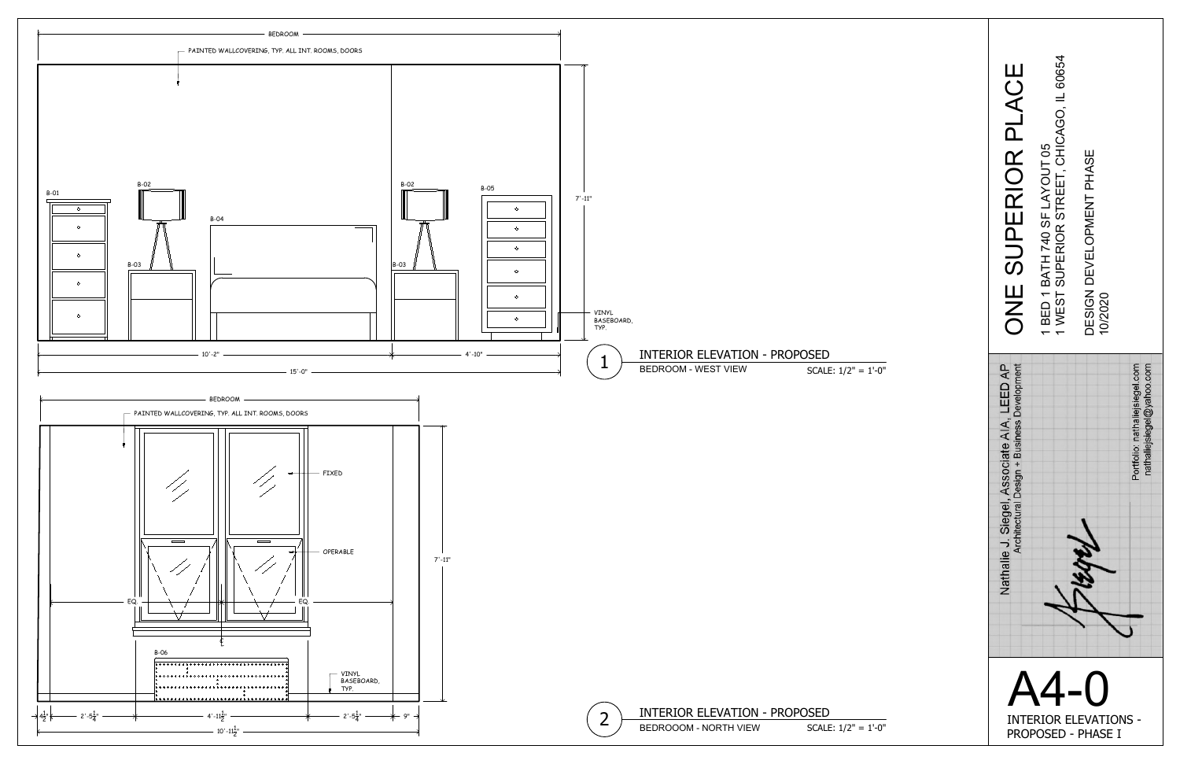BEDROOM

PAINTED WALLCOVERING, TYP. ALL INT. ROOMS, DOORS

B-01

B-02

B-03

B-04

B-02

B-03

B-05

7'-11"

VINYL BASEBOARD, TYP.

10'-2"

4'-10"

15'-0"

## 1 INTERIOR ELEVATION - PROPOSED

BEDROOM - WEST VIEW

SCALE: 1/2" = 1'-0"

BEDROOM

PAINTED WALLCOVERING, TYP. ALL INT. ROOMS, DOORS

FIXED

OPERABLE

EQ

EQ

7'-11"

B-06

VINYL BASEBOARD, TYP.

4½"

2'-5¼"

4'-11½"

2'-5¼"

9"

10'-11½"

## 2 INTERIOR ELEVATION - PROPOSED

BEDROOOM - NORTH VIEW

SCALE: 1/2" = 1'-0"

# ONE SUPERIOR PLACE

1 BED 1 BATH 740 SF LAYOUT 05

1 WEST SUPERIOR STREET, CHICAGO, IL 60654

DESIGN DEVELOPMENT PHASE

10/2020

Nathalie J. Siegel, Associate AIA, LEED AP

Architectural Design + Business Development

Portfolio: nathaliejsiegel.com

nathaliejsiegel@yahoo.com

# A4-0

INTERIOR ELEVATIONS - PROPOSED - PHASE I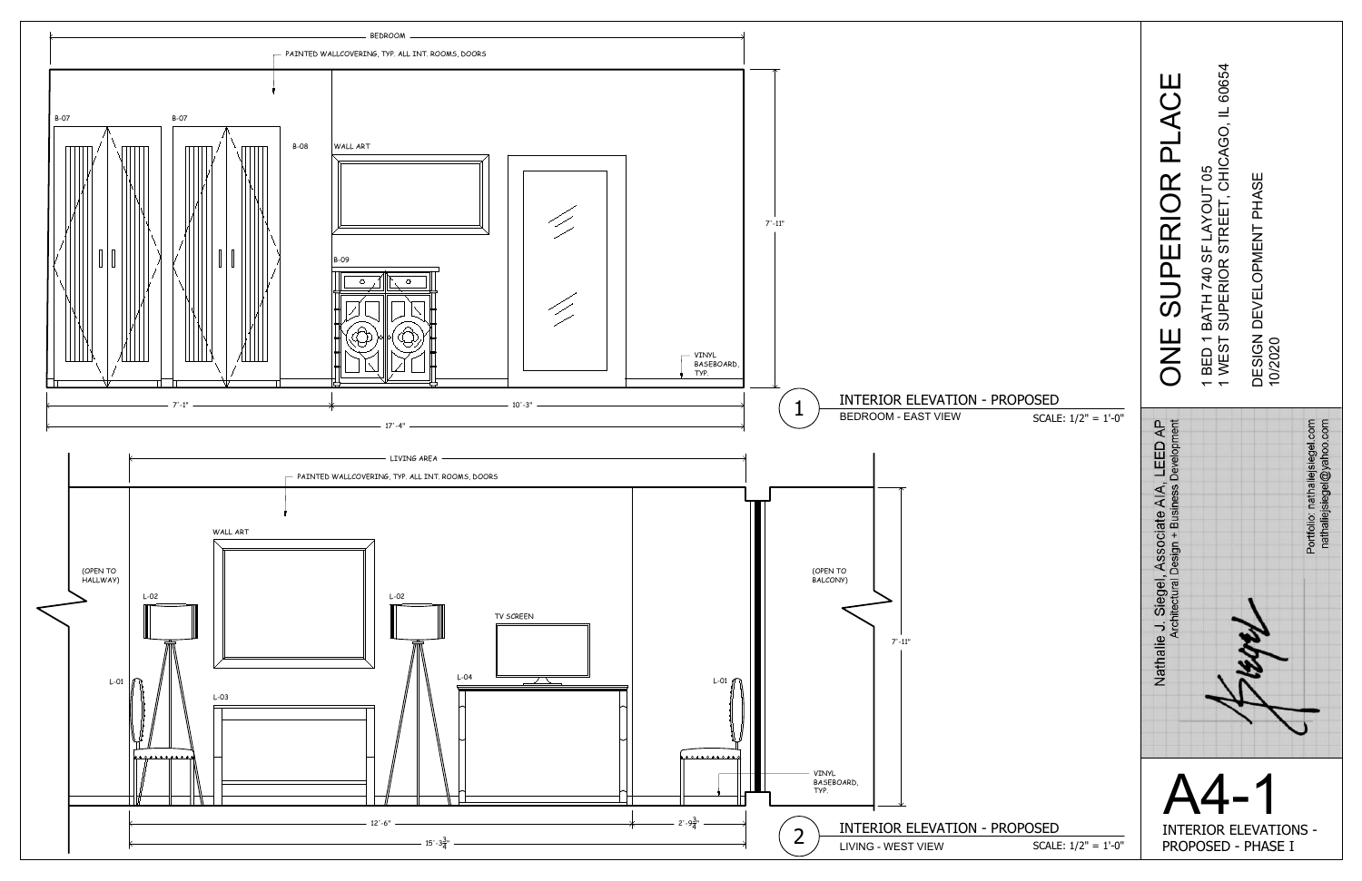BEDROOM

PAINTED WALLCOVERING, TYP. ALL INT. ROOMS, DOORS

B-07

B-07

B-08

WALL ART

B-09

VINYL BASEBOARD, TYP.

7'-11"

7'-1"

10'-3"

17'-4"

## 1 INTERIOR ELEVATION - PROPOSED

BEDROOM - EAST VIEW

SCALE: 1/2" = 1'-0"

LIVING AREA

PAINTED WALLCOVERING, TYP. ALL INT. ROOMS, DOORS

WALL ART

(OPEN TO HALLWAY)

L-02

L-02

TV SCREEN

(OPEN TO BALCONY)

L-01

L-04

L-01

L-03

7'-11"

VINYL BASEBOARD, TYP.

12'-6"

2'-9¾"

15'-3¾"

## 2 INTERIOR ELEVATION - PROPOSED

LIVING - WEST VIEW

SCALE: 1/2" = 1'-0"

# ONE SUPERIOR PLACE

1 BED 1 BATH 740 SF LAYOUT 05
1 WEST SUPERIOR STREET, CHICAGO, IL 60654

DESIGN DEVELOPMENT PHASE
10/2020

Nathalie J. Siegel, Associate AIA, LEED AP
Architectural | Design + Business Development

Portfolio: nathaliejsiegel.com
nathaliejsiegel@yahoo.com

# A4-1

INTERIOR ELEVATIONS - PROPOSED - PHASE I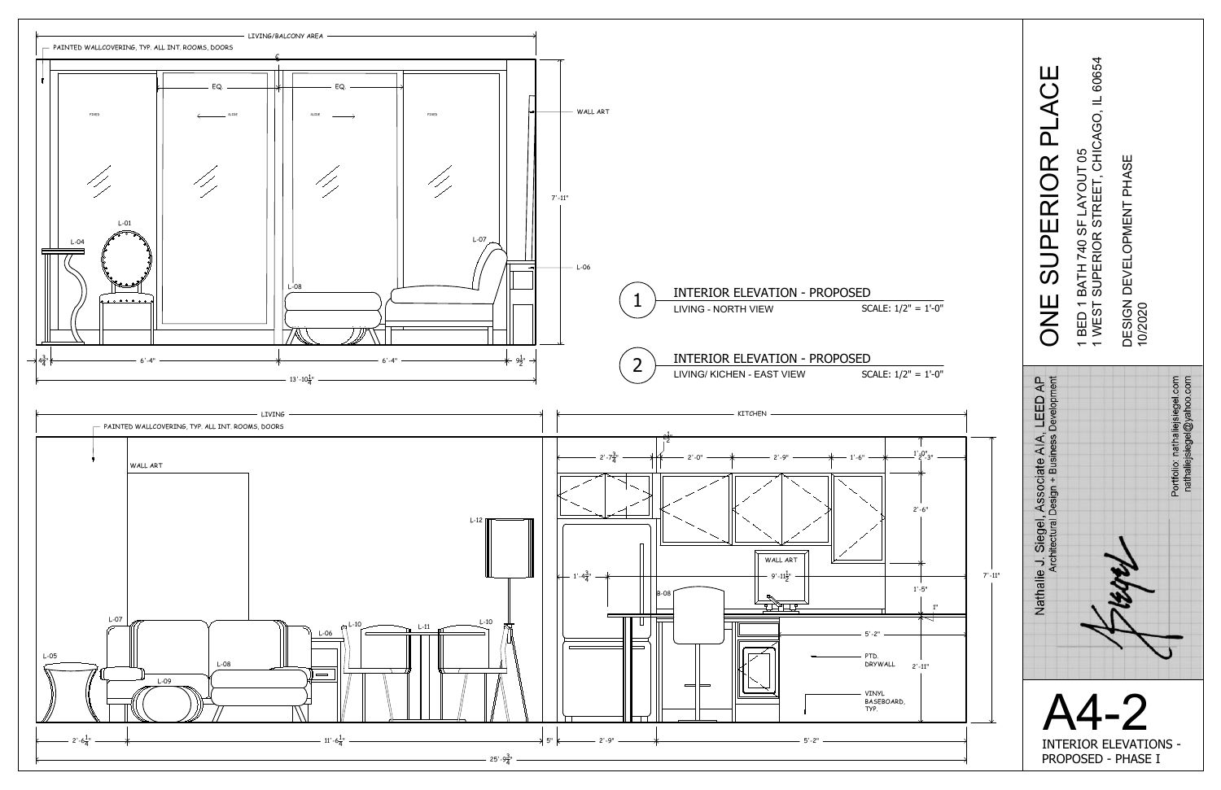# ONE SUPERIOR PLACE

1 BED 1 BATH 740 SF LAYOUT 05
1 WEST SUPERIOR STREET, CHICAGO, IL 60654

DESIGN DEVELOPMENT PHASE
10/2020

Nathalie J. Siegel, Associate AIA, LEED AP
Architectural | Design + Business Development

Portfolio: nathaliejsiegel.com
nathaliejsiegel@yahoo.com

## A4-2

INTERIOR ELEVATIONS - PROPOSED - PHASE I

---

### 1 INTERIOR ELEVATION - PROPOSED

LIVING - NORTH VIEW — SCALE: 1/2" = 1'-0"

LIVING/BALCONY AREA

PAINTED WALLCOVERING, TYP. ALL INT. ROOMS, DOORS

WALL ART

FIXED — SLIDE — SLIDE — FIXED

EQ — EQ

L-01, L-04, L-06, L-07, L-08

7'-11"

$4\frac{3}{4}$" — 6'-4" — 6'-4" — $9\frac{1}{2}$"

13'-$10\frac{1}{4}$"

### 2 INTERIOR ELEVATION - PROPOSED

LIVING/ KICHEN - EAST VIEW — SCALE: 1/2" = 1'-0"

LIVING — KITCHEN

PAINTED WALLCOVERING, TYP. ALL INT. ROOMS, DOORS

WALL ART

L-05, L-06, L-07, L-08, L-09, L-10, L-11, L-12, B-08

2'-$7\frac{3}{4}$" — $\frac{1}{2}$" — 2'-0" — 2'-9" — 1'-6" — 1'-0" — 2'-3"

2'-6"

1'-$4\frac{3}{4}$"

WALL ART

9'-$11\frac{1}{2}$"

1'-5"

1"

5'-2"

PTD. DRYWALL

2'-11"

VINYL BASEBOARD, TYP.

7'-11"

2'-$6\frac{1}{4}$" — 11'-$6\frac{1}{4}$" — 5" — 2'-9" — 5'-2"

25'-$9\frac{3}{4}$"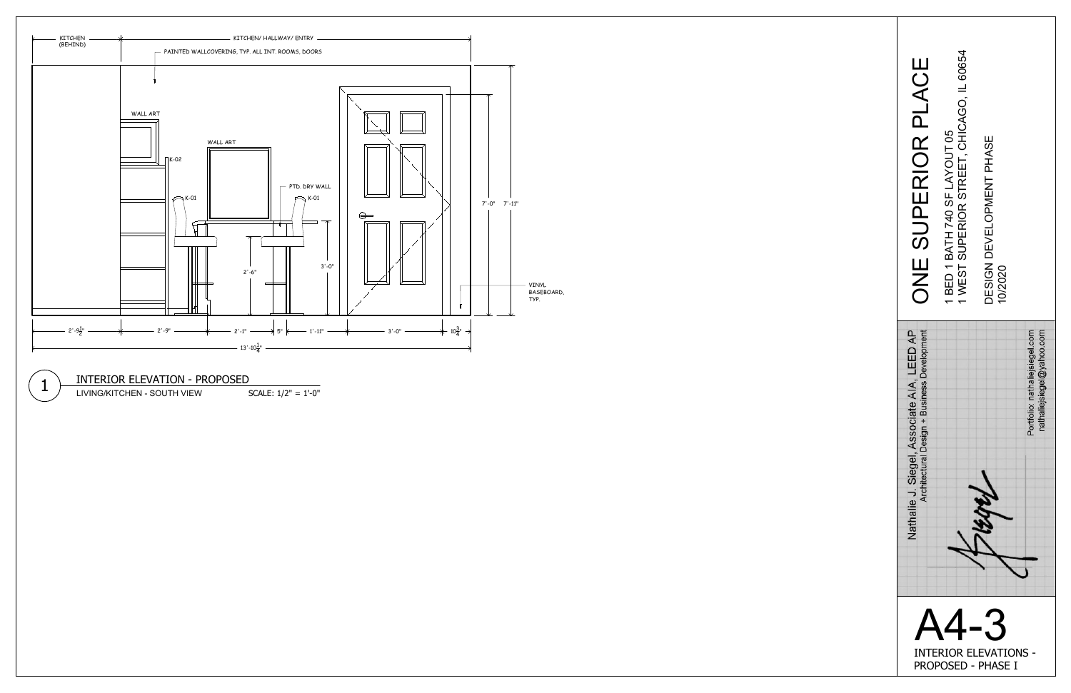KITCHEN (BEHIND)

KITCHEN/ HALLWAY/ ENTRY

PAINTED WALLCOVERING, TYP. ALL INT. ROOMS, DOORS

WALL ART

WALL ART

K-02

K-01

PTD. DRY WALL

K-01

2'-6"

3'-0"

7'-0"

7'-11"

VINYL BASEBOARD, TYP.

2'-9½"

2'-9"

2'-1"

5"

1'-11"

3'-0"

10¾"

13'-10¼"

1

INTERIOR ELEVATION - PROPOSED

LIVING/KITCHEN - SOUTH VIEW

SCALE: 1/2" = 1'-0"

# ONE SUPERIOR PLACE

1 BED 1 BATH 740 SF LAYOUT 05

1 WEST SUPERIOR STREET, CHICAGO, IL 60654

DESIGN DEVELOPMENT PHASE

10/2020

Nathalie J. Siegel, Associate AIA, LEED AP

Architectural Design + Business Development

Portfolio: nathaliejsiegel.com

nathaliejsiegel@yahoo.com

# A4-3

INTERIOR ELEVATIONS - PROPOSED - PHASE I